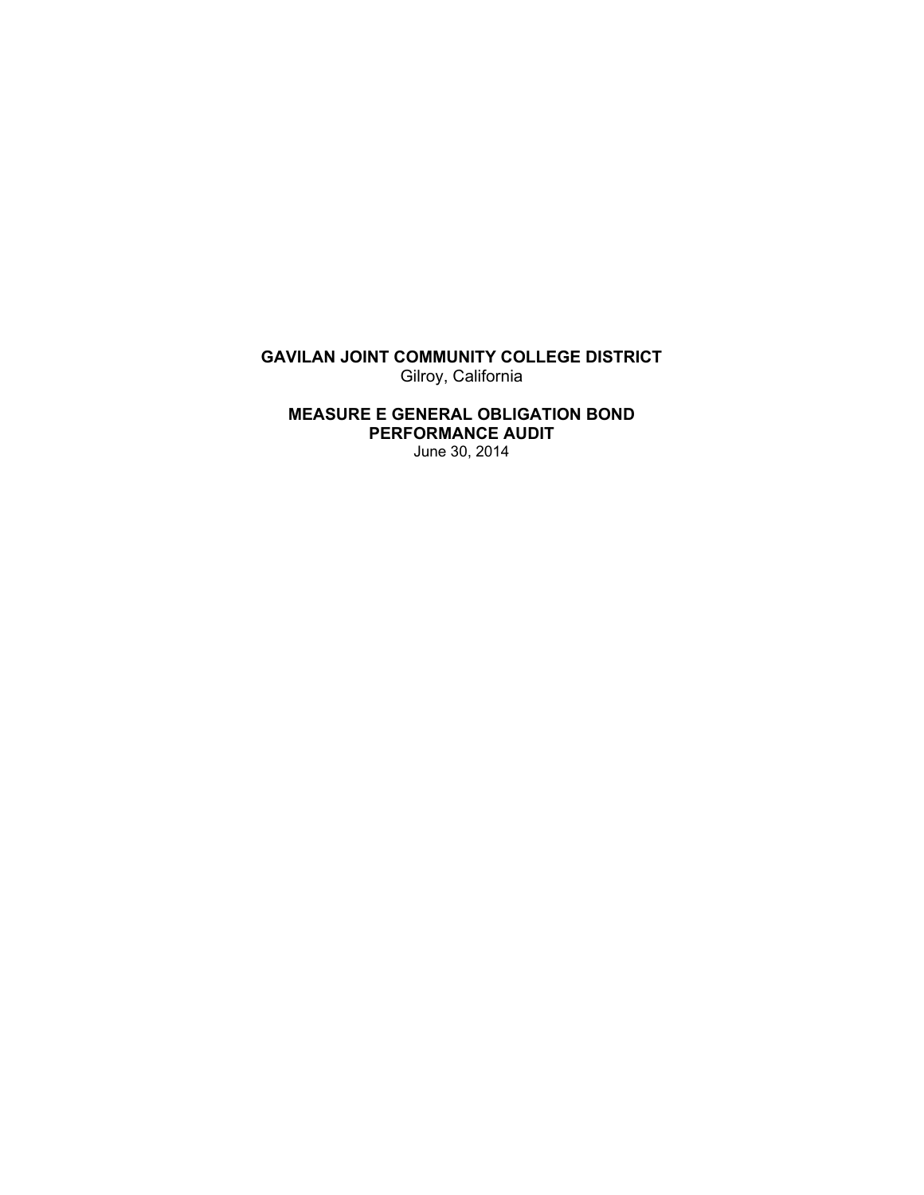# GAVILAN JOINT COMMUNITY COLLEGE DISTRICT

Gilroy, California

## MEASURE E GENERAL OBLIGATION BOND PERFORMANCE AUDIT

June 30, 2014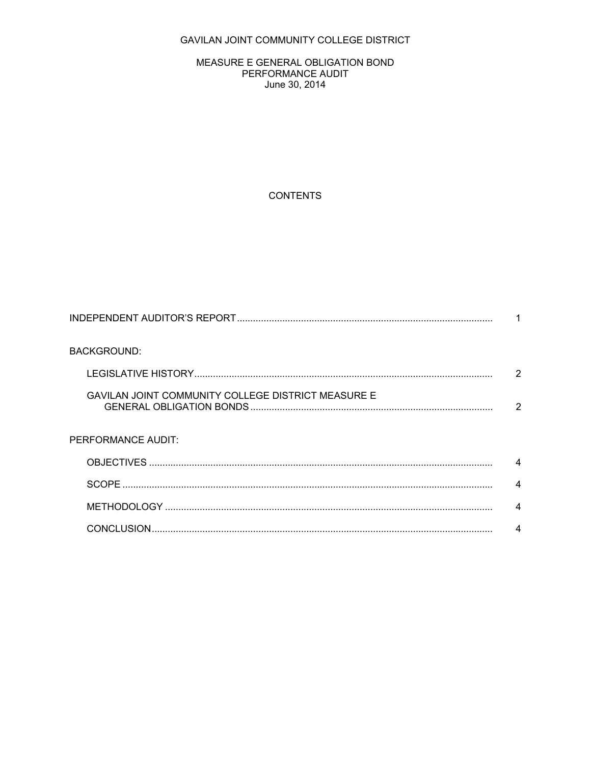GAVILAN JOINT COMMUNITY COLLEGE DISTRICT

MEASURE E GENERAL OBLIGATION BOND
PERFORMANCE AUDIT
June 30, 2014

CONTENTS

| | |
|---|---|
| INDEPENDENT AUDITOR'S REPORT | 1 |
| BACKGROUND: | |
| LEGISLATIVE HISTORY | 2 |
| GAVILAN JOINT COMMUNITY COLLEGE DISTRICT MEASURE E GENERAL OBLIGATION BONDS | 2 |
| PERFORMANCE AUDIT: | |
| OBJECTIVES | 4 |
| SCOPE | 4 |
| METHODOLOGY | 4 |
| CONCLUSION | 4 |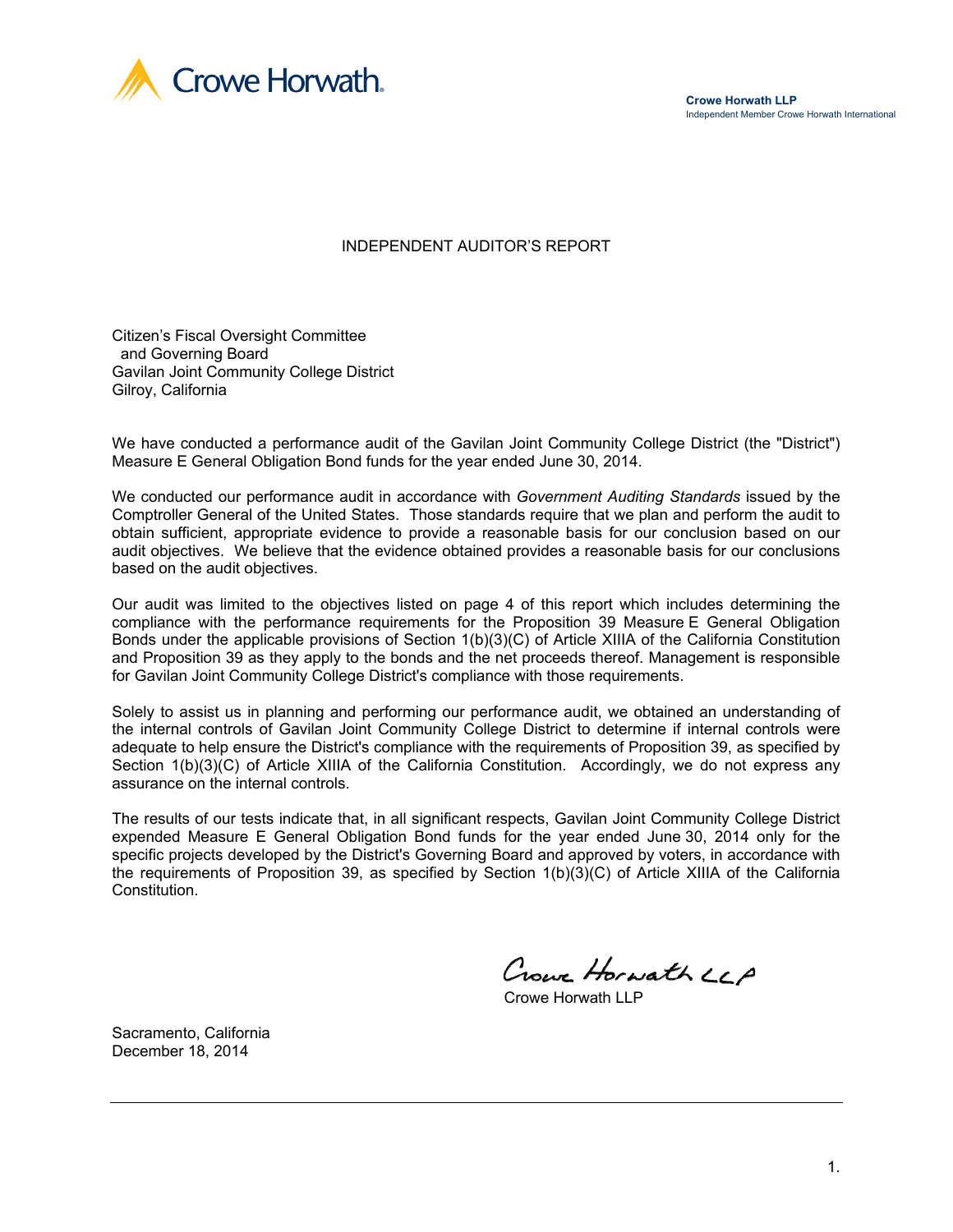Crowe Horwath

**Crowe Horwath LLP**
Independent Member Crowe Horwath International

# INDEPENDENT AUDITOR'S REPORT

Citizen's Fiscal Oversight Committee
and Governing Board
Gavilan Joint Community College District
Gilroy, California

We have conducted a performance audit of the Gavilan Joint Community College District (the "District") Measure E General Obligation Bond funds for the year ended June 30, 2014.

We conducted our performance audit in accordance with *Government Auditing Standards* issued by the Comptroller General of the United States. Those standards require that we plan and perform the audit to obtain sufficient, appropriate evidence to provide a reasonable basis for our conclusion based on our audit objectives. We believe that the evidence obtained provides a reasonable basis for our conclusions based on the audit objectives.

Our audit was limited to the objectives listed on page 4 of this report which includes determining the compliance with the performance requirements for the Proposition 39 Measure E General Obligation Bonds under the applicable provisions of Section 1(b)(3)(C) of Article XIIIA of the California Constitution and Proposition 39 as they apply to the bonds and the net proceeds thereof. Management is responsible for Gavilan Joint Community College District's compliance with those requirements.

Solely to assist us in planning and performing our performance audit, we obtained an understanding of the internal controls of Gavilan Joint Community College District to determine if internal controls were adequate to help ensure the District's compliance with the requirements of Proposition 39, as specified by Section 1(b)(3)(C) of Article XIIIA of the California Constitution. Accordingly, we do not express any assurance on the internal controls.

The results of our tests indicate that, in all significant respects, Gavilan Joint Community College District expended Measure E General Obligation Bond funds for the year ended June 30, 2014 only for the specific projects developed by the District's Governing Board and approved by voters, in accordance with the requirements of Proposition 39, as specified by Section 1(b)(3)(C) of Article XIIIA of the California Constitution.

Crowe Horwath LLP

Crowe Horwath LLP

Sacramento, California
December 18, 2014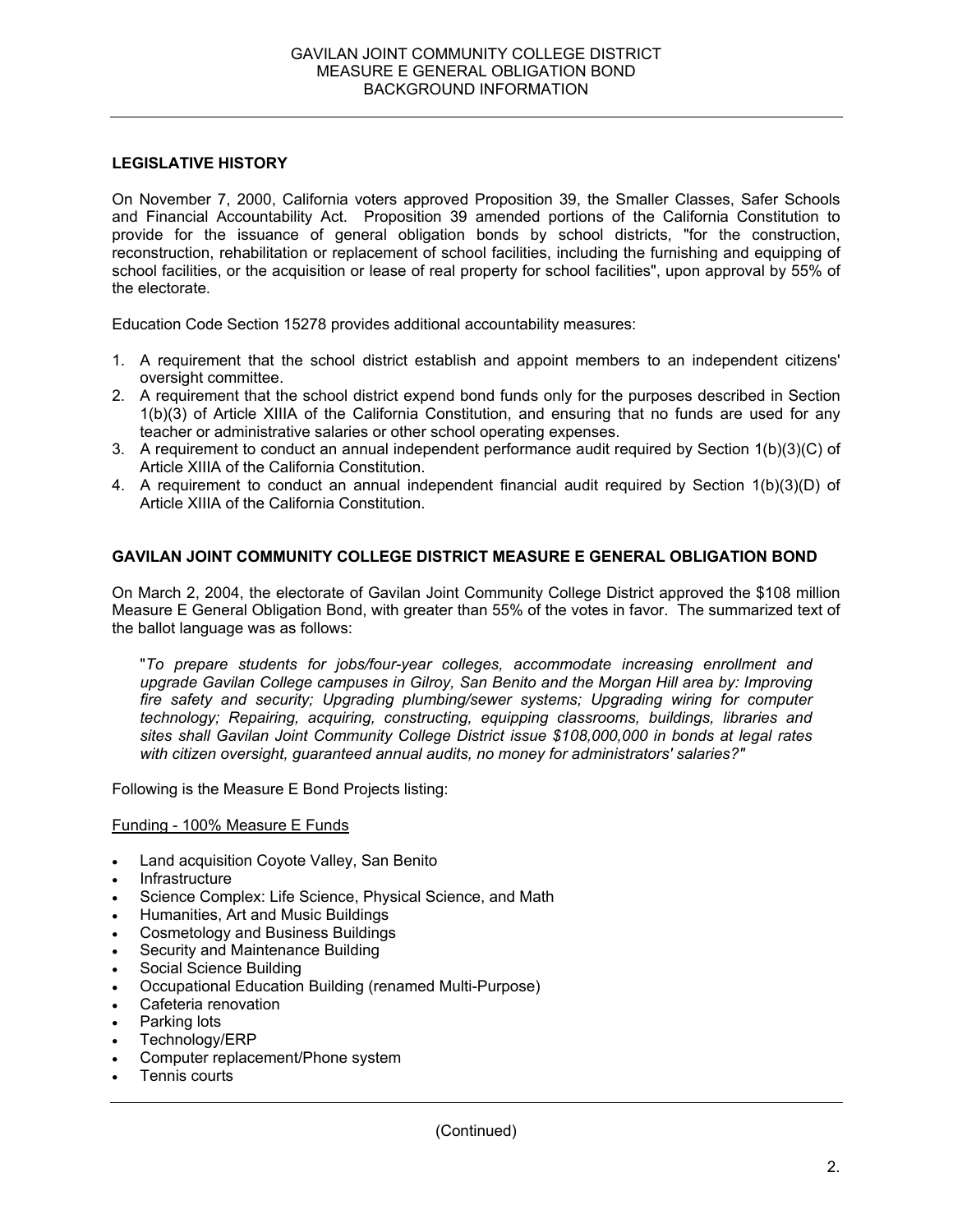## LEGISLATIVE HISTORY

On November 7, 2000, California voters approved Proposition 39, the Smaller Classes, Safer Schools and Financial Accountability Act. Proposition 39 amended portions of the California Constitution to provide for the issuance of general obligation bonds by school districts, "for the construction, reconstruction, rehabilitation or replacement of school facilities, including the furnishing and equipping of school facilities, or the acquisition or lease of real property for school facilities", upon approval by 55% of the electorate.

Education Code Section 15278 provides additional accountability measures:

1. A requirement that the school district establish and appoint members to an independent citizens' oversight committee.
2. A requirement that the school district expend bond funds only for the purposes described in Section 1(b)(3) of Article XIIIA of the California Constitution, and ensuring that no funds are used for any teacher or administrative salaries or other school operating expenses.
3. A requirement to conduct an annual independent performance audit required by Section 1(b)(3)(C) of Article XIIIA of the California Constitution.
4. A requirement to conduct an annual independent financial audit required by Section 1(b)(3)(D) of Article XIIIA of the California Constitution.

## GAVILAN JOINT COMMUNITY COLLEGE DISTRICT MEASURE E GENERAL OBLIGATION BOND

On March 2, 2004, the electorate of Gavilan Joint Community College District approved the $108 million Measure E General Obligation Bond, with greater than 55% of the votes in favor. The summarized text of the ballot language was as follows:

> "*To prepare students for jobs/four-year colleges, accommodate increasing enrollment and upgrade Gavilan College campuses in Gilroy, San Benito and the Morgan Hill area by: Improving fire safety and security; Upgrading plumbing/sewer systems; Upgrading wiring for computer technology; Repairing, acquiring, constructing, equipping classrooms, buildings, libraries and sites shall Gavilan Joint Community College District issue $108,000,000 in bonds at legal rates with citizen oversight, guaranteed annual audits, no money for administrators' salaries?"*

Following is the Measure E Bond Projects listing:

Funding - 100% Measure E Funds

- Land acquisition Coyote Valley, San Benito
- Infrastructure
- Science Complex: Life Science, Physical Science, and Math
- Humanities, Art and Music Buildings
- Cosmetology and Business Buildings
- Security and Maintenance Building
- Social Science Building
- Occupational Education Building (renamed Multi-Purpose)
- Cafeteria renovation
- Parking lots
- Technology/ERP
- Computer replacement/Phone system
- Tennis courts

(Continued)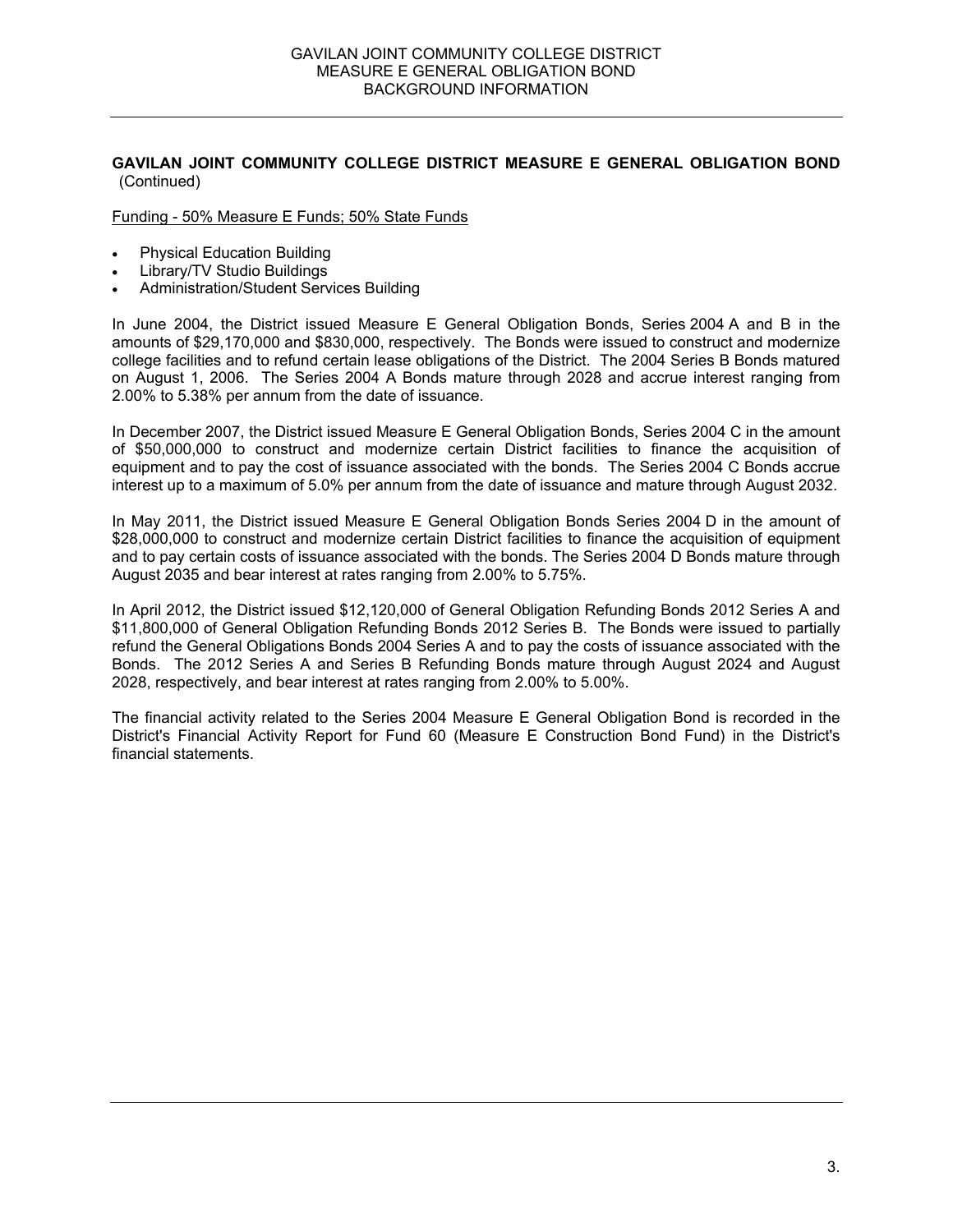**GAVILAN JOINT COMMUNITY COLLEGE DISTRICT MEASURE E GENERAL OBLIGATION BOND** (Continued)

Funding - 50% Measure E Funds; 50% State Funds

- Physical Education Building
- Library/TV Studio Buildings
- Administration/Student Services Building

In June 2004, the District issued Measure E General Obligation Bonds, Series 2004 A and B in the amounts of $29,170,000 and $830,000, respectively. The Bonds were issued to construct and modernize college facilities and to refund certain lease obligations of the District. The 2004 Series B Bonds matured on August 1, 2006. The Series 2004 A Bonds mature through 2028 and accrue interest ranging from 2.00% to 5.38% per annum from the date of issuance.

In December 2007, the District issued Measure E General Obligation Bonds, Series 2004 C in the amount of $50,000,000 to construct and modernize certain District facilities to finance the acquisition of equipment and to pay the cost of issuance associated with the bonds. The Series 2004 C Bonds accrue interest up to a maximum of 5.0% per annum from the date of issuance and mature through August 2032.

In May 2011, the District issued Measure E General Obligation Bonds Series 2004 D in the amount of $28,000,000 to construct and modernize certain District facilities to finance the acquisition of equipment and to pay certain costs of issuance associated with the bonds. The Series 2004 D Bonds mature through August 2035 and bear interest at rates ranging from 2.00% to 5.75%.

In April 2012, the District issued $12,120,000 of General Obligation Refunding Bonds 2012 Series A and $11,800,000 of General Obligation Refunding Bonds 2012 Series B. The Bonds were issued to partially refund the General Obligations Bonds 2004 Series A and to pay the costs of issuance associated with the Bonds. The 2012 Series A and Series B Refunding Bonds mature through August 2024 and August 2028, respectively, and bear interest at rates ranging from 2.00% to 5.00%.

The financial activity related to the Series 2004 Measure E General Obligation Bond is recorded in the District's Financial Activity Report for Fund 60 (Measure E Construction Bond Fund) in the District's financial statements.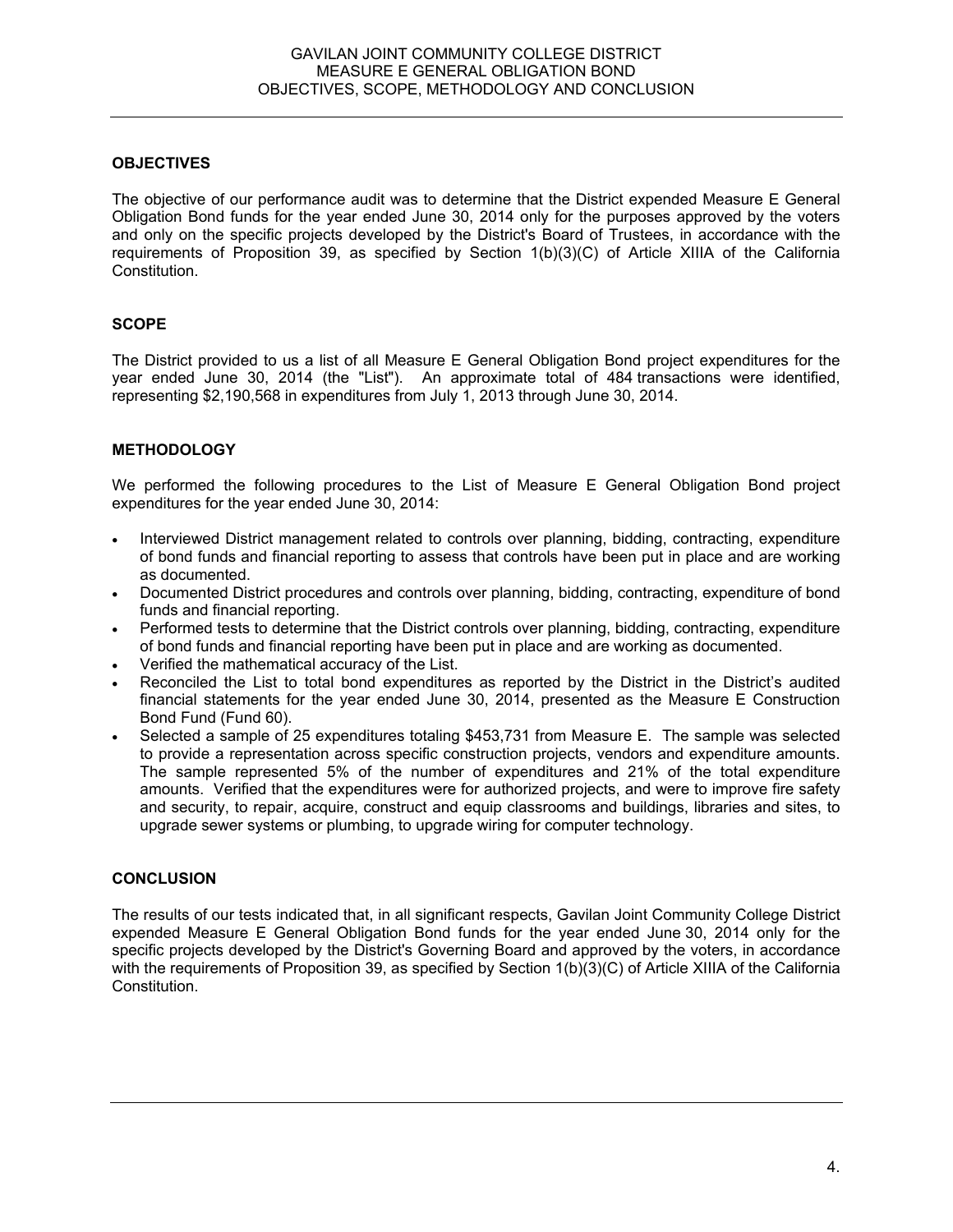## OBJECTIVES

The objective of our performance audit was to determine that the District expended Measure E General Obligation Bond funds for the year ended June 30, 2014 only for the purposes approved by the voters and only on the specific projects developed by the District's Board of Trustees, in accordance with the requirements of Proposition 39, as specified by Section 1(b)(3)(C) of Article XIIIA of the California Constitution.

## SCOPE

The District provided to us a list of all Measure E General Obligation Bond project expenditures for the year ended June 30, 2014 (the "List"). An approximate total of 484 transactions were identified, representing $2,190,568 in expenditures from July 1, 2013 through June 30, 2014.

## METHODOLOGY

We performed the following procedures to the List of Measure E General Obligation Bond project expenditures for the year ended June 30, 2014:

- Interviewed District management related to controls over planning, bidding, contracting, expenditure of bond funds and financial reporting to assess that controls have been put in place and are working as documented.
- Documented District procedures and controls over planning, bidding, contracting, expenditure of bond funds and financial reporting.
- Performed tests to determine that the District controls over planning, bidding, contracting, expenditure of bond funds and financial reporting have been put in place and are working as documented.
- Verified the mathematical accuracy of the List.
- Reconciled the List to total bond expenditures as reported by the District in the District's audited financial statements for the year ended June 30, 2014, presented as the Measure E Construction Bond Fund (Fund 60).
- Selected a sample of 25 expenditures totaling $453,731 from Measure E. The sample was selected to provide a representation across specific construction projects, vendors and expenditure amounts. The sample represented 5% of the number of expenditures and 21% of the total expenditure amounts. Verified that the expenditures were for authorized projects, and were to improve fire safety and security, to repair, acquire, construct and equip classrooms and buildings, libraries and sites, to upgrade sewer systems or plumbing, to upgrade wiring for computer technology.

## CONCLUSION

The results of our tests indicated that, in all significant respects, Gavilan Joint Community College District expended Measure E General Obligation Bond funds for the year ended June 30, 2014 only for the specific projects developed by the District's Governing Board and approved by the voters, in accordance with the requirements of Proposition 39, as specified by Section 1(b)(3)(C) of Article XIIIA of the California Constitution.